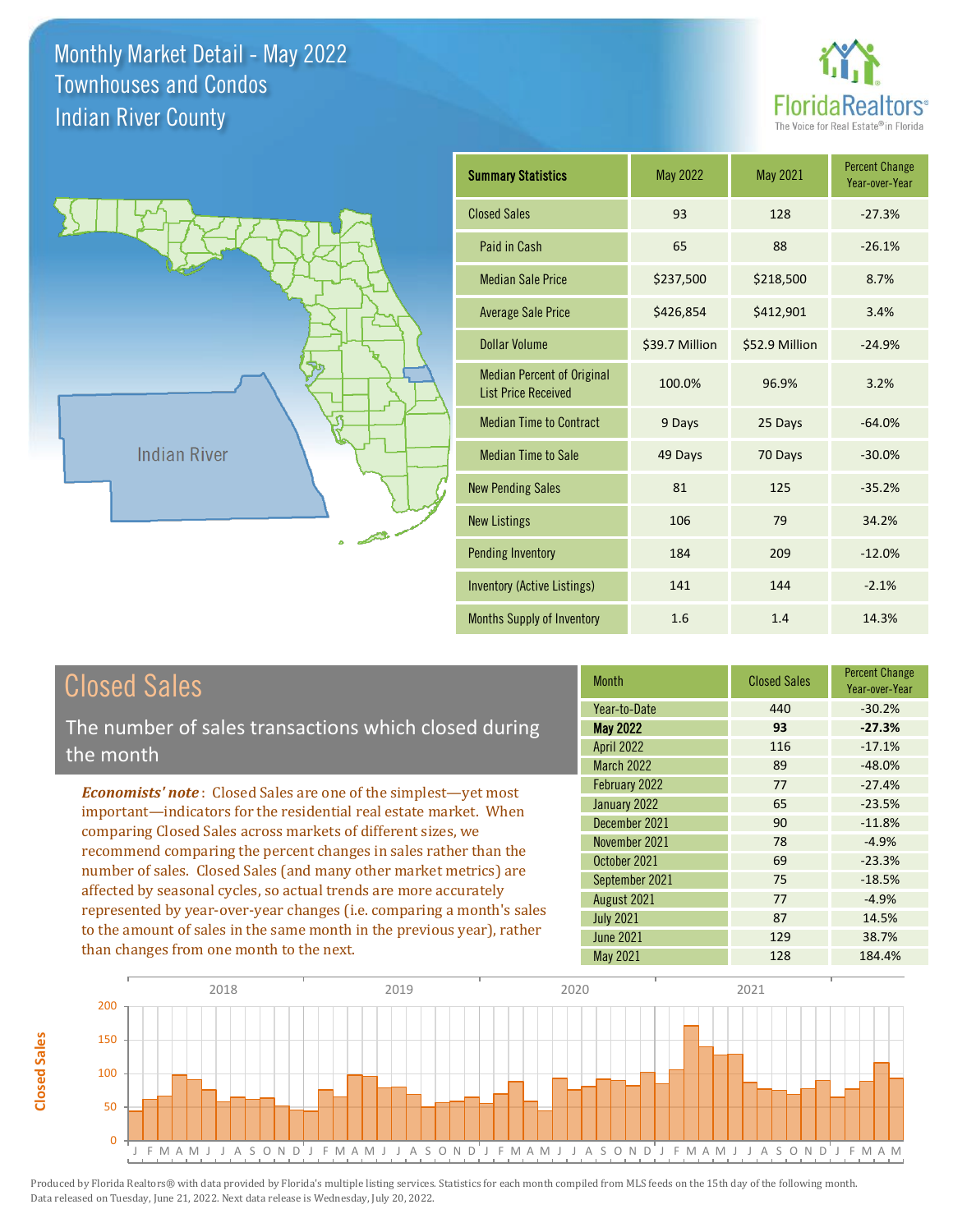# Monthly Market Detail - May 2022
## Townhouses and Condos
## Indian River County

FloridaRealtors® The Voice for Real Estate® in Florida

Indian River

| Summary Statistics | May 2022 | May 2021 | Percent Change Year-over-Year |
|---|---|---|---|
| Closed Sales | 93 | 128 | -27.3% |
| Paid in Cash | 65 | 88 | -26.1% |
| Median Sale Price | $237,500 | $218,500 | 8.7% |
| Average Sale Price | $426,854 | $412,901 | 3.4% |
| Dollar Volume | $39.7 Million | $52.9 Million | -24.9% |
| Median Percent of Original List Price Received | 100.0% | 96.9% | 3.2% |
| Median Time to Contract | 9 Days | 25 Days | -64.0% |
| Median Time to Sale | 49 Days | 70 Days | -30.0% |
| New Pending Sales | 81 | 125 | -35.2% |
| New Listings | 106 | 79 | 34.2% |
| Pending Inventory | 184 | 209 | -12.0% |
| Inventory (Active Listings) | 141 | 144 | -2.1% |
| Months Supply of Inventory | 1.6 | 1.4 | 14.3% |

## Closed Sales

The number of sales transactions which closed during the month

*Economists' note*: Closed Sales are one of the simplest—yet most important—indicators for the residential real estate market. When comparing Closed Sales across markets of different sizes, we recommend comparing the percent changes in sales rather than the number of sales. Closed Sales (and many other market metrics) are affected by seasonal cycles, so actual trends are more accurately represented by year-over-year changes (i.e. comparing a month's sales to the amount of sales in the same month in the previous year), rather than changes from one month to the next.

| Month | Closed Sales | Percent Change Year-over-Year |
|---|---|---|
| Year-to-Date | 440 | -30.2% |
| **May 2022** | **93** | **-27.3%** |
| April 2022 | 116 | -17.1% |
| March 2022 | 89 | -48.0% |
| February 2022 | 77 | -27.4% |
| January 2022 | 65 | -23.5% |
| December 2021 | 90 | -11.8% |
| November 2021 | 78 | -4.9% |
| October 2021 | 69 | -23.3% |
| September 2021 | 75 | -18.5% |
| August 2021 | 77 | -4.9% |
| July 2021 | 87 | 14.5% |
| June 2021 | 129 | 38.7% |
| May 2021 | 128 | 184.4% |

Produced by Florida Realtors® with data provided by Florida's multiple listing services. Statistics for each month compiled from MLS feeds on the 15th day of the following month. Data released on Tuesday, June 21, 2022. Next data release is Wednesday, July 20, 2022.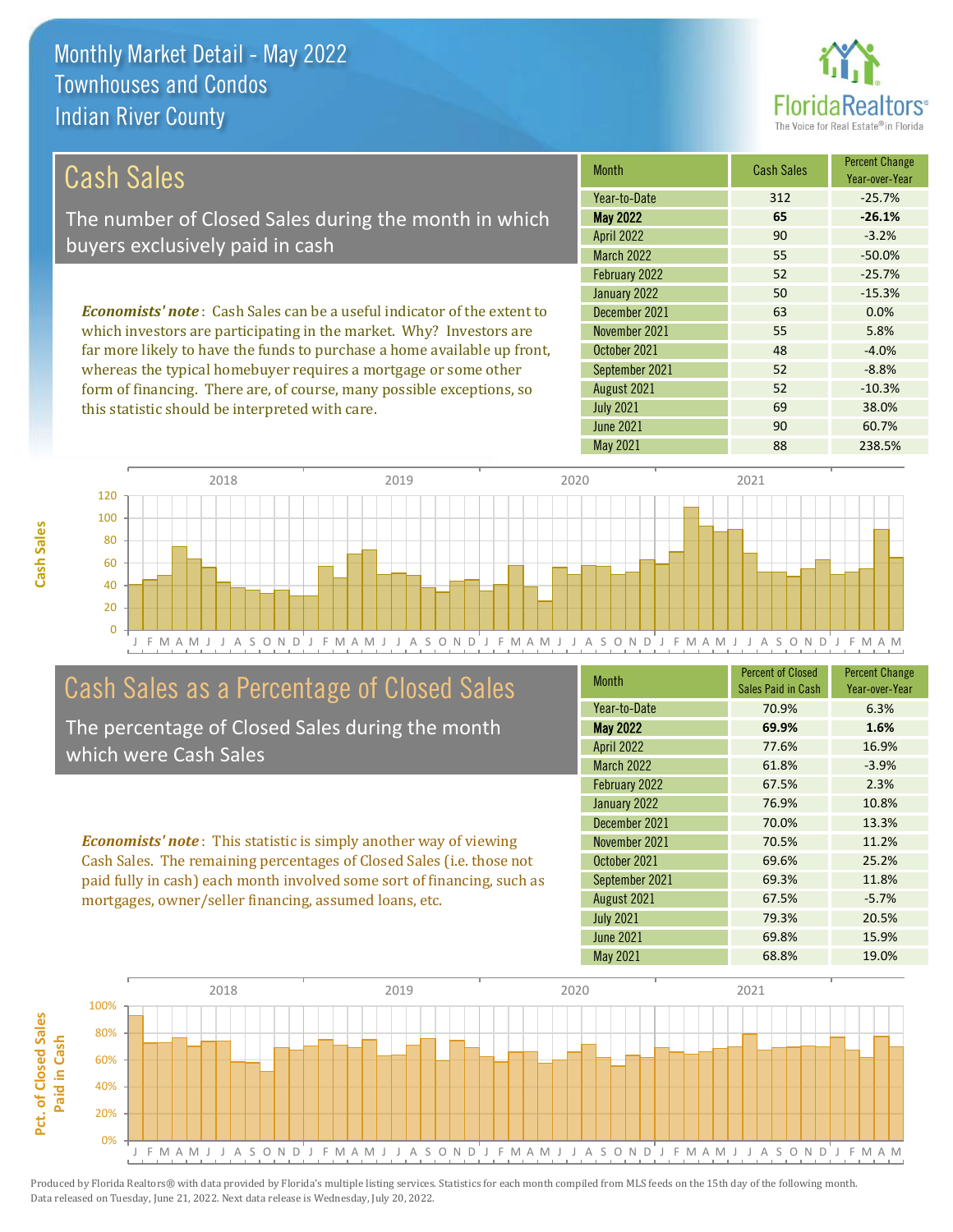# Monthly Market Detail - May 2022
## Townhouses and Condos
## Indian River County

FloridaRealtors® The Voice for Real Estate® in Florida

## Cash Sales

The number of Closed Sales during the month in which buyers exclusively paid in cash

*Economists' note*: Cash Sales can be a useful indicator of the extent to which investors are participating in the market. Why? Investors are far more likely to have the funds to purchase a home available up front, whereas the typical homebuyer requires a mortgage or some other form of financing. There are, of course, many possible exceptions, so this statistic should be interpreted with care.

| Month | Cash Sales | Percent Change Year-over-Year |
|---|---|---|
| Year-to-Date | 312 | -25.7% |
| **May 2022** | **65** | **-26.1%** |
| April 2022 | 90 | -3.2% |
| March 2022 | 55 | -50.0% |
| February 2022 | 52 | -25.7% |
| January 2022 | 50 | -15.3% |
| December 2021 | 63 | 0.0% |
| November 2021 | 55 | 5.8% |
| October 2021 | 48 | -4.0% |
| September 2021 | 52 | -8.8% |
| August 2021 | 52 | -10.3% |
| July 2021 | 69 | 38.0% |
| June 2021 | 90 | 60.7% |
| May 2021 | 88 | 238.5% |

## Cash Sales as a Percentage of Closed Sales

The percentage of Closed Sales during the month which were Cash Sales

*Economists' note*: This statistic is simply another way of viewing Cash Sales. The remaining percentages of Closed Sales (i.e. those not paid fully in cash) each month involved some sort of financing, such as mortgages, owner/seller financing, assumed loans, etc.

| Month | Percent of Closed Sales Paid in Cash | Percent Change Year-over-Year |
|---|---|---|
| Year-to-Date | 70.9% | 6.3% |
| **May 2022** | **69.9%** | **1.6%** |
| April 2022 | 77.6% | 16.9% |
| March 2022 | 61.8% | -3.9% |
| February 2022 | 67.5% | 2.3% |
| January 2022 | 76.9% | 10.8% |
| December 2021 | 70.0% | 13.3% |
| November 2021 | 70.5% | 11.2% |
| October 2021 | 69.6% | 25.2% |
| September 2021 | 69.3% | 11.8% |
| August 2021 | 67.5% | -5.7% |
| July 2021 | 79.3% | 20.5% |
| June 2021 | 69.8% | 15.9% |
| May 2021 | 68.8% | 19.0% |

Produced by Florida Realtors® with data provided by Florida's multiple listing services. Statistics for each month compiled from MLS feeds on the 15th day of the following month. Data released on Tuesday, June 21, 2022. Next data release is Wednesday, July 20, 2022.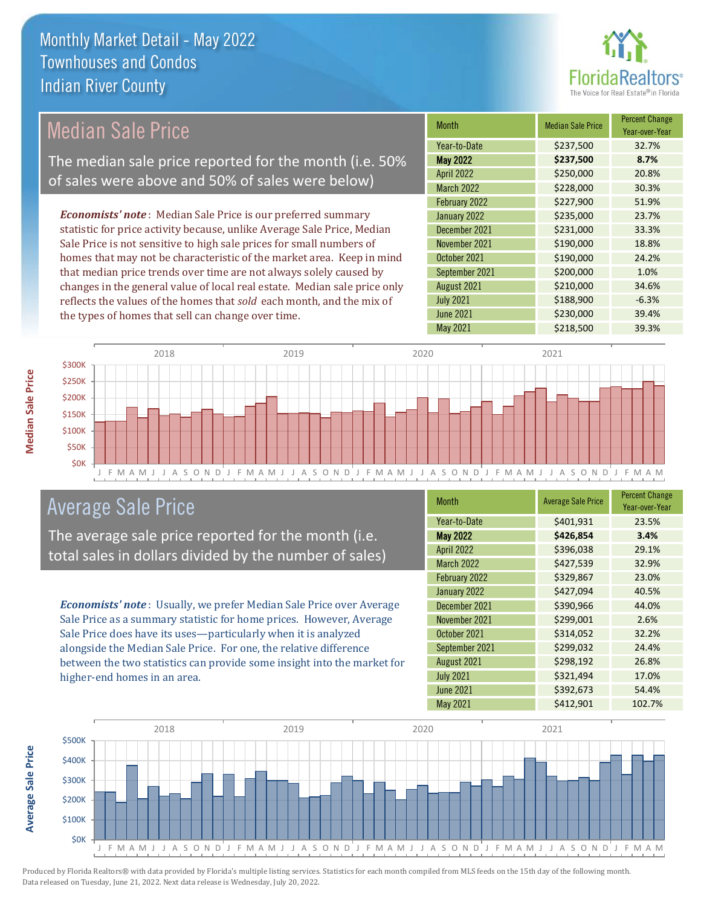# Monthly Market Detail - May 2022
## Townhouses and Condos
## Indian River County

## Median Sale Price

The median sale price reported for the month (i.e. 50% of sales were above and 50% of sales were below)

***Economists' note***: Median Sale Price is our preferred summary statistic for price activity because, unlike Average Sale Price, Median Sale Price is not sensitive to high sale prices for small numbers of homes that may not be characteristic of the market area. Keep in mind that median price trends over time are not always solely caused by changes in the general value of local real estate. Median sale price only reflects the values of the homes that *sold* each month, and the mix of the types of homes that sell can change over time.

| Month | Median Sale Price | Percent Change Year-over-Year |
|---|---|---|
| Year-to-Date | $237,500 | 32.7% |
| **May 2022** | **$237,500** | **8.7%** |
| April 2022 | $250,000 | 20.8% |
| March 2022 | $228,000 | 30.3% |
| February 2022 | $227,900 | 51.9% |
| January 2022 | $235,000 | 23.7% |
| December 2021 | $231,000 | 33.3% |
| November 2021 | $190,000 | 18.8% |
| October 2021 | $190,000 | 24.2% |
| September 2021 | $200,000 | 1.0% |
| August 2021 | $210,000 | 34.6% |
| July 2021 | $188,900 | -6.3% |
| June 2021 | $230,000 | 39.4% |
| May 2021 | $218,500 | 39.3% |

## Average Sale Price

The average sale price reported for the month (i.e. total sales in dollars divided by the number of sales)

***Economists' note***: Usually, we prefer Median Sale Price over Average Sale Price as a summary statistic for home prices. However, Average Sale Price does have its uses—particularly when it is analyzed alongside the Median Sale Price. For one, the relative difference between the two statistics can provide some insight into the market for higher-end homes in an area.

| Month | Average Sale Price | Percent Change Year-over-Year |
|---|---|---|
| Year-to-Date | $401,931 | 23.5% |
| **May 2022** | **$426,854** | **3.4%** |
| April 2022 | $396,038 | 29.1% |
| March 2022 | $427,539 | 32.9% |
| February 2022 | $329,867 | 23.0% |
| January 2022 | $427,094 | 40.5% |
| December 2021 | $390,966 | 44.0% |
| November 2021 | $299,001 | 2.6% |
| October 2021 | $314,052 | 32.2% |
| September 2021 | $299,032 | 24.4% |
| August 2021 | $298,192 | 26.8% |
| July 2021 | $321,494 | 17.0% |
| June 2021 | $392,673 | 54.4% |
| May 2021 | $412,901 | 102.7% |

Produced by Florida Realtors® with data provided by Florida's multiple listing services. Statistics for each month compiled from MLS feeds on the 15th day of the following month. Data released on Tuesday, June 21, 2022. Next data release is Wednesday, July 20, 2022.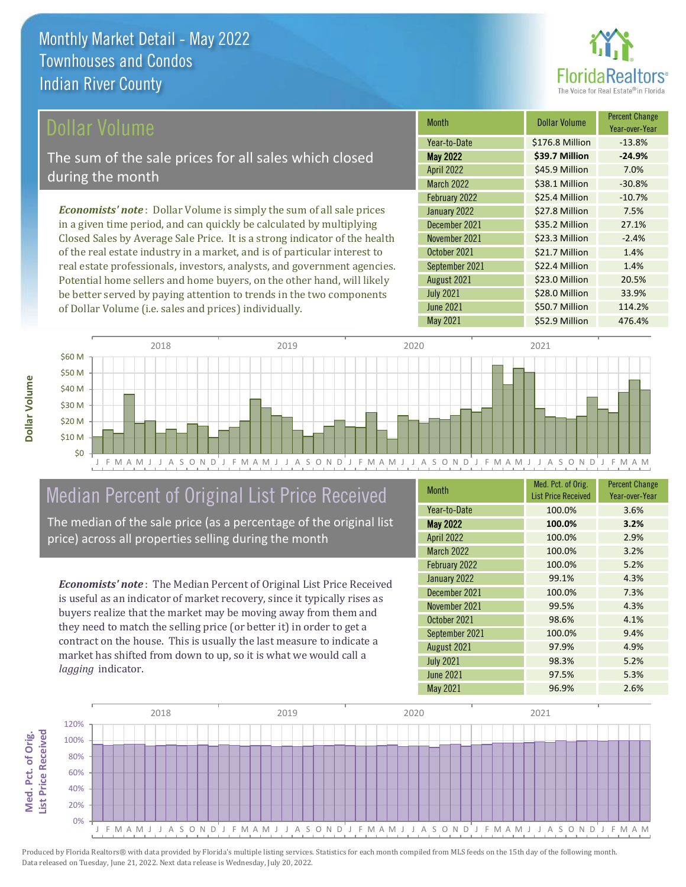# Monthly Market Detail - May 2022
## Townhouses and Condos
## Indian River County

## Dollar Volume

The sum of the sale prices for all sales which closed during the month

***Economists' note***: Dollar Volume is simply the sum of all sale prices in a given time period, and can quickly be calculated by multiplying Closed Sales by Average Sale Price. It is a strong indicator of the health of the real estate industry in a market, and is of particular interest to real estate professionals, investors, analysts, and government agencies. Potential home sellers and home buyers, on the other hand, will likely be better served by paying attention to trends in the two components of Dollar Volume (i.e. sales and prices) individually.

| Month | Dollar Volume | Percent Change Year-over-Year |
|---|---|---|
| Year-to-Date | $176.8 Million | -13.8% |
| **May 2022** | **$39.7 Million** | **-24.9%** |
| April 2022 | $45.9 Million | 7.0% |
| March 2022 | $38.1 Million | -30.8% |
| February 2022 | $25.4 Million | -10.7% |
| January 2022 | $27.8 Million | 7.5% |
| December 2021 | $35.2 Million | 27.1% |
| November 2021 | $23.3 Million | -2.4% |
| October 2021 | $21.7 Million | 1.4% |
| September 2021 | $22.4 Million | 1.4% |
| August 2021 | $23.0 Million | 20.5% |
| July 2021 | $28.0 Million | 33.9% |
| June 2021 | $50.7 Million | 114.2% |
| May 2021 | $52.9 Million | 476.4% |

## Median Percent of Original List Price Received

The median of the sale price (as a percentage of the original list price) across all properties selling during the month

***Economists' note***: The Median Percent of Original List Price Received is useful as an indicator of market recovery, since it typically rises as buyers realize that the market may be moving away from them and they need to match the selling price (or better it) in order to get a contract on the house. This is usually the last measure to indicate a market has shifted from down to up, so it is what we would call a *lagging* indicator.

| Month | Med. Pct. of Orig. List Price Received | Percent Change Year-over-Year |
|---|---|---|
| Year-to-Date | 100.0% | 3.6% |
| **May 2022** | **100.0%** | **3.2%** |
| April 2022 | 100.0% | 2.9% |
| March 2022 | 100.0% | 3.2% |
| February 2022 | 100.0% | 5.2% |
| January 2022 | 99.1% | 4.3% |
| December 2021 | 100.0% | 7.3% |
| November 2021 | 99.5% | 4.3% |
| October 2021 | 98.6% | 4.1% |
| September 2021 | 100.0% | 9.4% |
| August 2021 | 97.9% | 4.9% |
| July 2021 | 98.3% | 5.2% |
| June 2021 | 97.5% | 5.3% |
| May 2021 | 96.9% | 2.6% |

Produced by Florida Realtors® with data provided by Florida's multiple listing services. Statistics for each month compiled from MLS feeds on the 15th day of the following month. Data released on Tuesday, June 21, 2022. Next data release is Wednesday, July 20, 2022.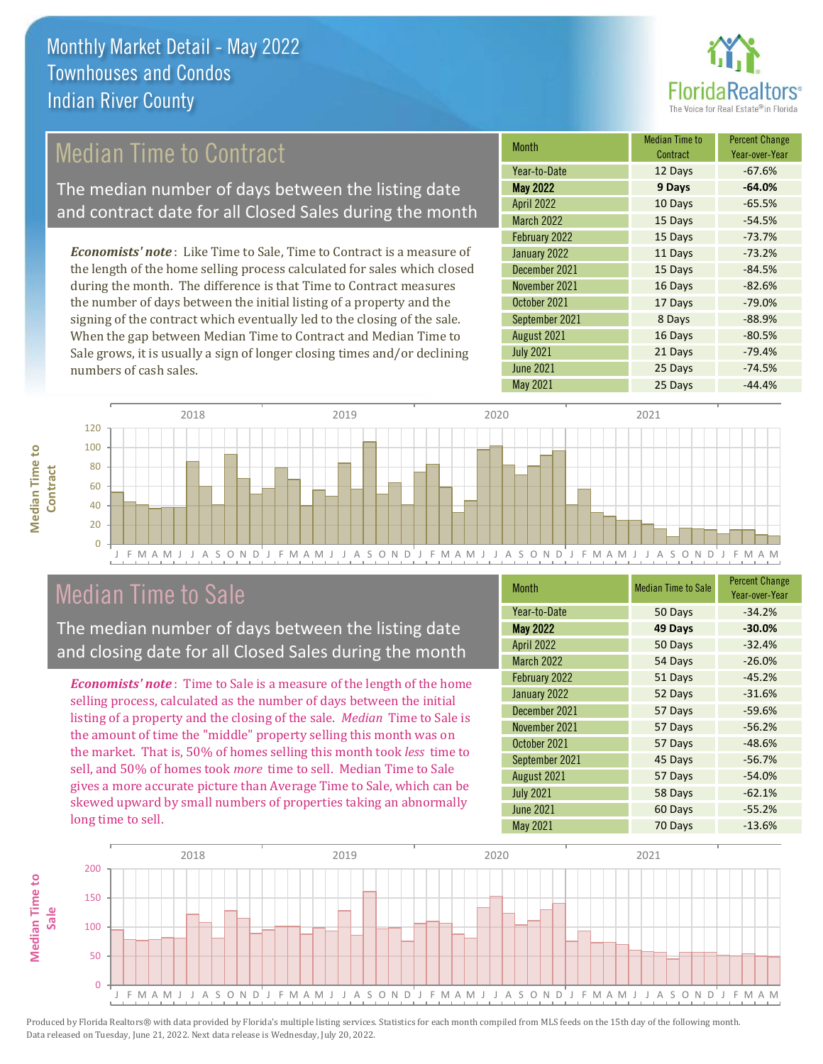# Monthly Market Detail - May 2022
## Townhouses and Condos
## Indian River County

## Median Time to Contract

The median number of days between the listing date and contract date for all Closed Sales during the month

*Economists' note*: Like Time to Sale, Time to Contract is a measure of the length of the home selling process calculated for sales which closed during the month. The difference is that Time to Contract measures the number of days between the initial listing of a property and the signing of the contract which eventually led to the closing of the sale. When the gap between Median Time to Contract and Median Time to Sale grows, it is usually a sign of longer closing times and/or declining numbers of cash sales.

| Month | Median Time to Contract | Percent Change Year-over-Year |
|---|---|---|
| Year-to-Date | 12 Days | -67.6% |
| **May 2022** | **9 Days** | **-64.0%** |
| April 2022 | 10 Days | -65.5% |
| March 2022 | 15 Days | -54.5% |
| February 2022 | 15 Days | -73.7% |
| January 2022 | 11 Days | -73.2% |
| December 2021 | 15 Days | -84.5% |
| November 2021 | 16 Days | -82.6% |
| October 2021 | 17 Days | -79.0% |
| September 2021 | 8 Days | -88.9% |
| August 2021 | 16 Days | -80.5% |
| July 2021 | 21 Days | -79.4% |
| June 2021 | 25 Days | -74.5% |
| May 2021 | 25 Days | -44.4% |

## Median Time to Sale

The median number of days between the listing date and closing date for all Closed Sales during the month

*Economists' note*: Time to Sale is a measure of the length of the home selling process, calculated as the number of days between the initial listing of a property and the closing of the sale. *Median* Time to Sale is the amount of time the "middle" property selling this month was on the market. That is, 50% of homes selling this month took *less* time to sell, and 50% of homes took *more* time to sell. Median Time to Sale gives a more accurate picture than Average Time to Sale, which can be skewed upward by small numbers of properties taking an abnormally long time to sell.

| Month | Median Time to Sale | Percent Change Year-over-Year |
|---|---|---|
| Year-to-Date | 50 Days | -34.2% |
| **May 2022** | **49 Days** | **-30.0%** |
| April 2022 | 50 Days | -32.4% |
| March 2022 | 54 Days | -26.0% |
| February 2022 | 51 Days | -45.2% |
| January 2022 | 52 Days | -31.6% |
| December 2021 | 57 Days | -59.6% |
| November 2021 | 57 Days | -56.2% |
| October 2021 | 57 Days | -48.6% |
| September 2021 | 45 Days | -56.7% |
| August 2021 | 57 Days | -54.0% |
| July 2021 | 58 Days | -62.1% |
| June 2021 | 60 Days | -55.2% |
| May 2021 | 70 Days | -13.6% |

Produced by Florida Realtors® with data provided by Florida's multiple listing services. Statistics for each month compiled from MLS feeds on the 15th day of the following month. Data released on Tuesday, June 21, 2022. Next data release is Wednesday, July 20, 2022.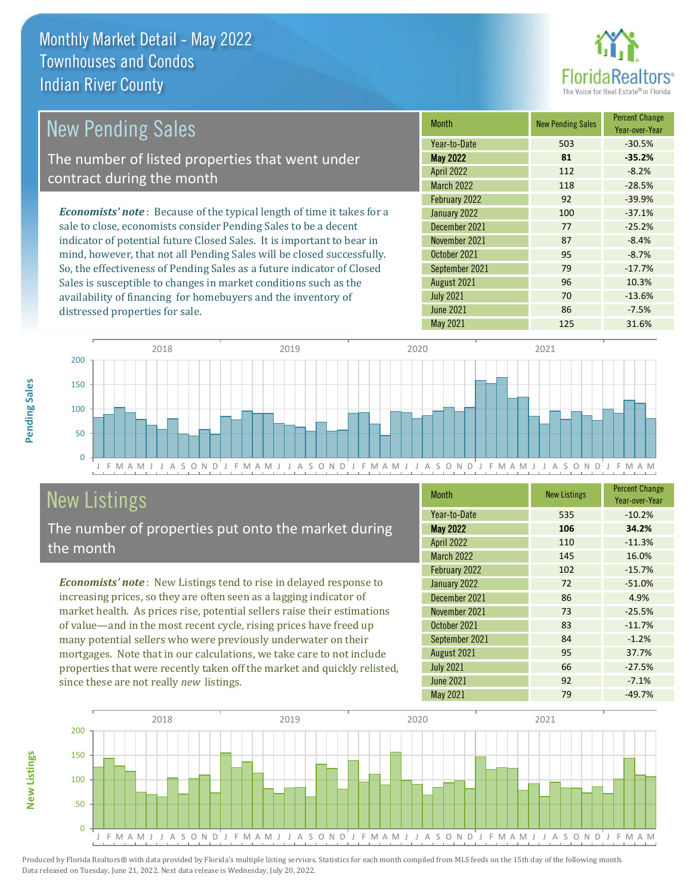# Monthly Market Detail - May 2022
## Townhouses and Condos
## Indian River County

## New Pending Sales

The number of listed properties that went under contract during the month

*Economists' note*: Because of the typical length of time it takes for a sale to close, economists consider Pending Sales to be a decent indicator of potential future Closed Sales. It is important to bear in mind, however, that not all Pending Sales will be closed successfully. So, the effectiveness of Pending Sales as a future indicator of Closed Sales is susceptible to changes in market conditions such as the availability of financing for homebuyers and the inventory of distressed properties for sale.

| Month | New Pending Sales | Percent Change Year-over-Year |
|---|---|---|
| Year-to-Date | 503 | -30.5% |
| **May 2022** | **81** | **-35.2%** |
| April 2022 | 112 | -8.2% |
| March 2022 | 118 | -28.5% |
| February 2022 | 92 | -39.9% |
| January 2022 | 100 | -37.1% |
| December 2021 | 77 | -25.2% |
| November 2021 | 87 | -8.4% |
| October 2021 | 95 | -8.7% |
| September 2021 | 79 | -17.7% |
| August 2021 | 96 | 10.3% |
| July 2021 | 70 | -13.6% |
| June 2021 | 86 | -7.5% |
| May 2021 | 125 | 31.6% |

## New Listings

The number of properties put onto the market during the month

*Economists' note*: New Listings tend to rise in delayed response to increasing prices, so they are often seen as a lagging indicator of market health. As prices rise, potential sellers raise their estimations of value—and in the most recent cycle, rising prices have freed up many potential sellers who were previously underwater on their mortgages. Note that in our calculations, we take care to not include properties that were recently taken off the market and quickly relisted, since these are not really *new* listings.

| Month | New Listings | Percent Change Year-over-Year |
|---|---|---|
| Year-to-Date | 535 | -10.2% |
| **May 2022** | **106** | **34.2%** |
| April 2022 | 110 | -11.3% |
| March 2022 | 145 | 16.0% |
| February 2022 | 102 | -15.7% |
| January 2022 | 72 | -51.0% |
| December 2021 | 86 | 4.9% |
| November 2021 | 73 | -25.5% |
| October 2021 | 83 | -11.7% |
| September 2021 | 84 | -1.2% |
| August 2021 | 95 | 37.7% |
| July 2021 | 66 | -27.5% |
| June 2021 | 92 | -7.1% |
| May 2021 | 79 | -49.7% |

Produced by Florida Realtors® with data provided by Florida's multiple listing services. Statistics for each month compiled from MLS feeds on the 15th day of the following month. Data released on Tuesday, June 21, 2022. Next data release is Wednesday, July 20, 2022.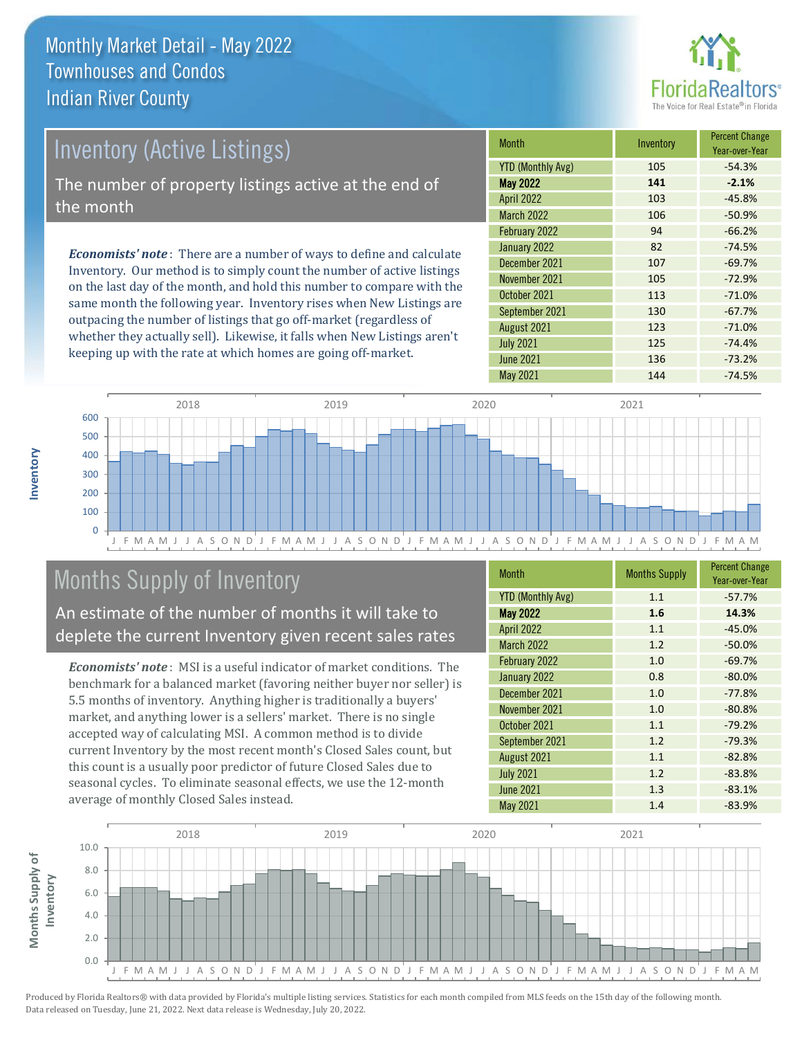# Monthly Market Detail - May 2022
## Townhouses and Condos
## Indian River County

## Inventory (Active Listings)

The number of property listings active at the end of the month

***Economists' note***: There are a number of ways to define and calculate Inventory. Our method is to simply count the number of active listings on the last day of the month, and hold this number to compare with the same month the following year. Inventory rises when New Listings are outpacing the number of listings that go off-market (regardless of whether they actually sell). Likewise, it falls when New Listings aren't keeping up with the rate at which homes are going off-market.

| Month | Inventory | Percent Change Year-over-Year |
|---|---|---|
| YTD (Monthly Avg) | 105 | -54.3% |
| **May 2022** | **141** | **-2.1%** |
| April 2022 | 103 | -45.8% |
| March 2022 | 106 | -50.9% |
| February 2022 | 94 | -66.2% |
| January 2022 | 82 | -74.5% |
| December 2021 | 107 | -69.7% |
| November 2021 | 105 | -72.9% |
| October 2021 | 113 | -71.0% |
| September 2021 | 130 | -67.7% |
| August 2021 | 123 | -71.0% |
| July 2021 | 125 | -74.4% |
| June 2021 | 136 | -73.2% |
| May 2021 | 144 | -74.5% |

## Months Supply of Inventory

An estimate of the number of months it will take to deplete the current Inventory given recent sales rates

***Economists' note***: MSI is a useful indicator of market conditions. The benchmark for a balanced market (favoring neither buyer nor seller) is 5.5 months of inventory. Anything higher is traditionally a buyers' market, and anything lower is a sellers' market. There is no single accepted way of calculating MSI. A common method is to divide current Inventory by the most recent month's Closed Sales count, but this count is a usually poor predictor of future Closed Sales due to seasonal cycles. To eliminate seasonal effects, we use the 12-month average of monthly Closed Sales instead.

| Month | Months Supply | Percent Change Year-over-Year |
|---|---|---|
| YTD (Monthly Avg) | 1.1 | -57.7% |
| **May 2022** | **1.6** | **14.3%** |
| April 2022 | 1.1 | -45.0% |
| March 2022 | 1.2 | -50.0% |
| February 2022 | 1.0 | -69.7% |
| January 2022 | 0.8 | -80.0% |
| December 2021 | 1.0 | -77.8% |
| November 2021 | 1.0 | -80.8% |
| October 2021 | 1.1 | -79.2% |
| September 2021 | 1.2 | -79.3% |
| August 2021 | 1.1 | -82.8% |
| July 2021 | 1.2 | -83.8% |
| June 2021 | 1.3 | -83.1% |
| May 2021 | 1.4 | -83.9% |

Produced by Florida Realtors® with data provided by Florida's multiple listing services. Statistics for each month compiled from MLS feeds on the 15th day of the following month. Data released on Tuesday, June 21, 2022. Next data release is Wednesday, July 20, 2022.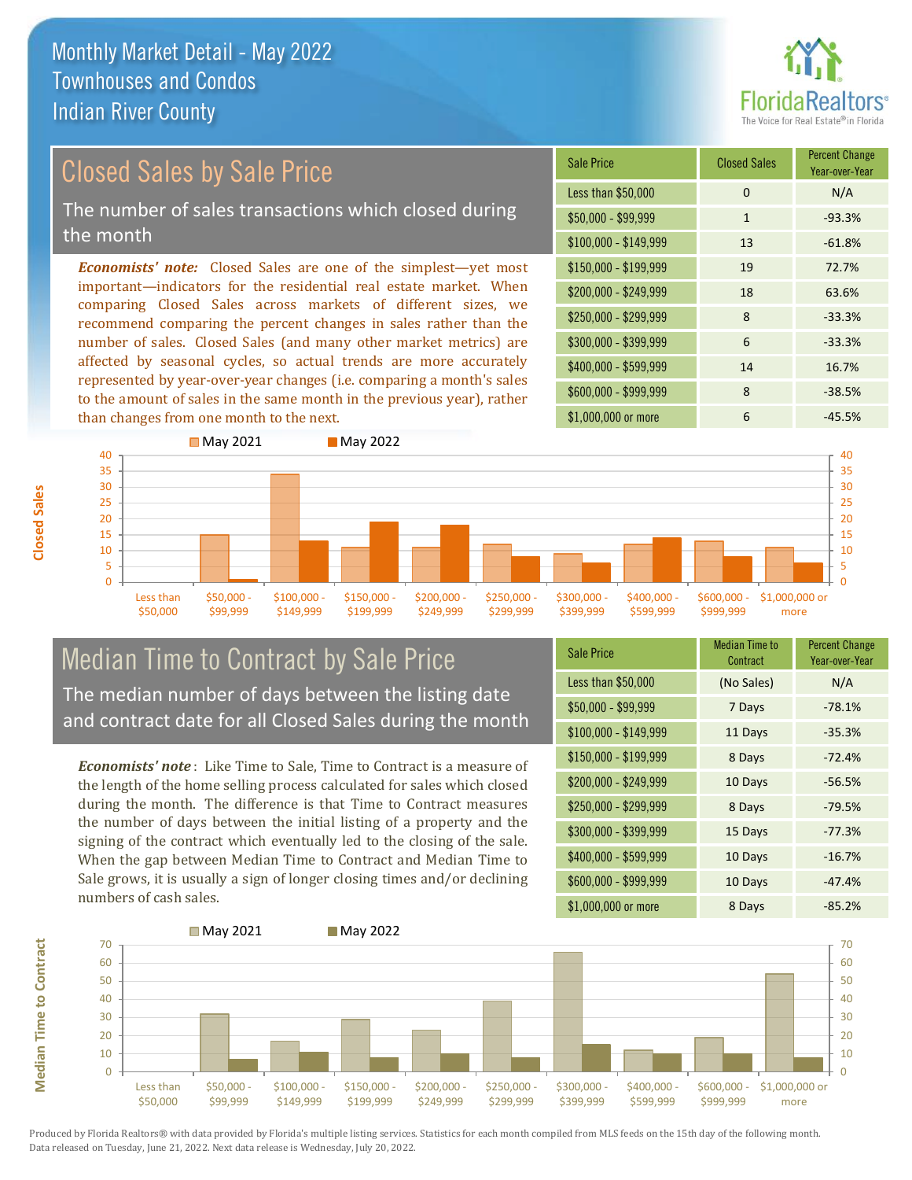Monthly Market Detail - May 2022
Townhouses and Condos
Indian River County

## Closed Sales by Sale Price

The number of sales transactions which closed during the month

***Economists' note:*** Closed Sales are one of the simplest—yet most important—indicators for the residential real estate market. When comparing Closed Sales across markets of different sizes, we recommend comparing the percent changes in sales rather than the number of sales. Closed Sales (and many other market metrics) are affected by seasonal cycles, so actual trends are more accurately represented by year-over-year changes (i.e. comparing a month's sales to the amount of sales in the same month in the previous year), rather than changes from one month to the next.

| Sale Price | Closed Sales | Percent Change Year-over-Year |
|---|---|---|
| Less than $50,000 | 0 | N/A |
| $50,000 - $99,999 | 1 | -93.3% |
| $100,000 - $149,999 | 13 | -61.8% |
| $150,000 - $199,999 | 19 | 72.7% |
| $200,000 - $249,999 | 18 | 63.6% |
| $250,000 - $299,999 | 8 | -33.3% |
| $300,000 - $399,999 | 6 | -33.3% |
| $400,000 - $599,999 | 14 | 16.7% |
| $600,000 - $999,999 | 8 | -38.5% |
| $1,000,000 or more | 6 | -45.5% |

## Median Time to Contract by Sale Price

The median number of days between the listing date and contract date for all Closed Sales during the month

***Economists' note***: Like Time to Sale, Time to Contract is a measure of the length of the home selling process calculated for sales which closed during the month. The difference is that Time to Contract measures the number of days between the initial listing of a property and the signing of the contract which eventually led to the closing of the sale. When the gap between Median Time to Contract and Median Time to Sale grows, it is usually a sign of longer closing times and/or declining numbers of cash sales.

| Sale Price | Median Time to Contract | Percent Change Year-over-Year |
|---|---|---|
| Less than $50,000 | (No Sales) | N/A |
| $50,000 - $99,999 | 7 Days | -78.1% |
| $100,000 - $149,999 | 11 Days | -35.3% |
| $150,000 - $199,999 | 8 Days | -72.4% |
| $200,000 - $249,999 | 10 Days | -56.5% |
| $250,000 - $299,999 | 8 Days | -79.5% |
| $300,000 - $399,999 | 15 Days | -77.3% |
| $400,000 - $599,999 | 10 Days | -16.7% |
| $600,000 - $999,999 | 10 Days | -47.4% |
| $1,000,000 or more | 8 Days | -85.2% |

Produced by Florida Realtors® with data provided by Florida's multiple listing services. Statistics for each month compiled from MLS feeds on the 15th day of the following month. Data released on Tuesday, June 21, 2022. Next data release is Wednesday, July 20, 2022.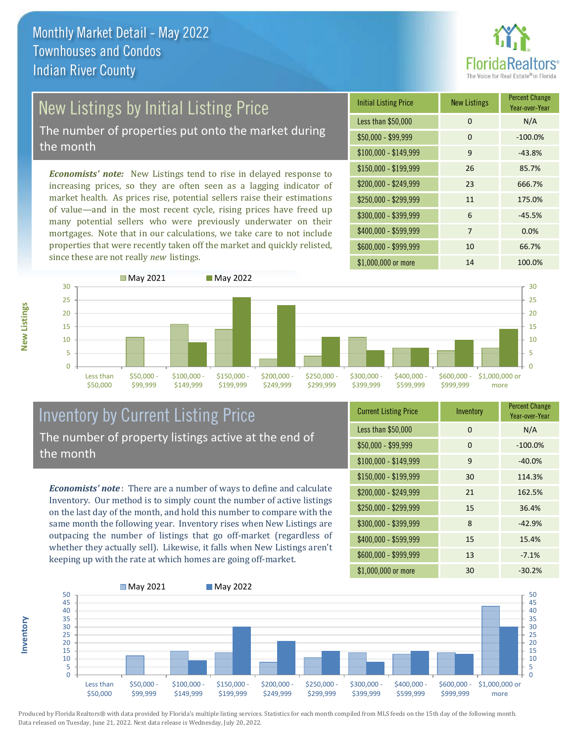Monthly Market Detail - May 2022
Townhouses and Condos
Indian River County

## New Listings by Initial Listing Price

The number of properties put onto the market during the month

*Economists' note:* New Listings tend to rise in delayed response to increasing prices, so they are often seen as a lagging indicator of market health. As prices rise, potential sellers raise their estimations of value—and in the most recent cycle, rising prices have freed up many potential sellers who were previously underwater on their mortgages. Note that in our calculations, we take care to not include properties that were recently taken off the market and quickly relisted, since these are not really *new* listings.

| Initial Listing Price | New Listings | Percent Change Year-over-Year |
|---|---|---|
| Less than $50,000 | 0 | N/A |
| $50,000 - $99,999 | 0 | -100.0% |
| $100,000 - $149,999 | 9 | -43.8% |
| $150,000 - $199,999 | 26 | 85.7% |
| $200,000 - $249,999 | 23 | 666.7% |
| $250,000 - $299,999 | 11 | 175.0% |
| $300,000 - $399,999 | 6 | -45.5% |
| $400,000 - $599,999 | 7 | 0.0% |
| $600,000 - $999,999 | 10 | 66.7% |
| $1,000,000 or more | 14 | 100.0% |

## Inventory by Current Listing Price

The number of property listings active at the end of the month

*Economists' note*: There are a number of ways to define and calculate Inventory. Our method is to simply count the number of active listings on the last day of the month, and hold this number to compare with the same month the following year. Inventory rises when New Listings are outpacing the number of listings that go off-market (regardless of whether they actually sell). Likewise, it falls when New Listings aren't keeping up with the rate at which homes are going off-market.

| Current Listing Price | Inventory | Percent Change Year-over-Year |
|---|---|---|
| Less than $50,000 | 0 | N/A |
| $50,000 - $99,999 | 0 | -100.0% |
| $100,000 - $149,999 | 9 | -40.0% |
| $150,000 - $199,999 | 30 | 114.3% |
| $200,000 - $249,999 | 21 | 162.5% |
| $250,000 - $299,999 | 15 | 36.4% |
| $300,000 - $399,999 | 8 | -42.9% |
| $400,000 - $599,999 | 15 | 15.4% |
| $600,000 - $999,999 | 13 | -7.1% |
| $1,000,000 or more | 30 | -30.2% |

Produced by Florida Realtors® with data provided by Florida's multiple listing services. Statistics for each month compiled from MLS feeds on the 15th day of the following month. Data released on Tuesday, June 21, 2022. Next data release is Wednesday, July 20, 2022.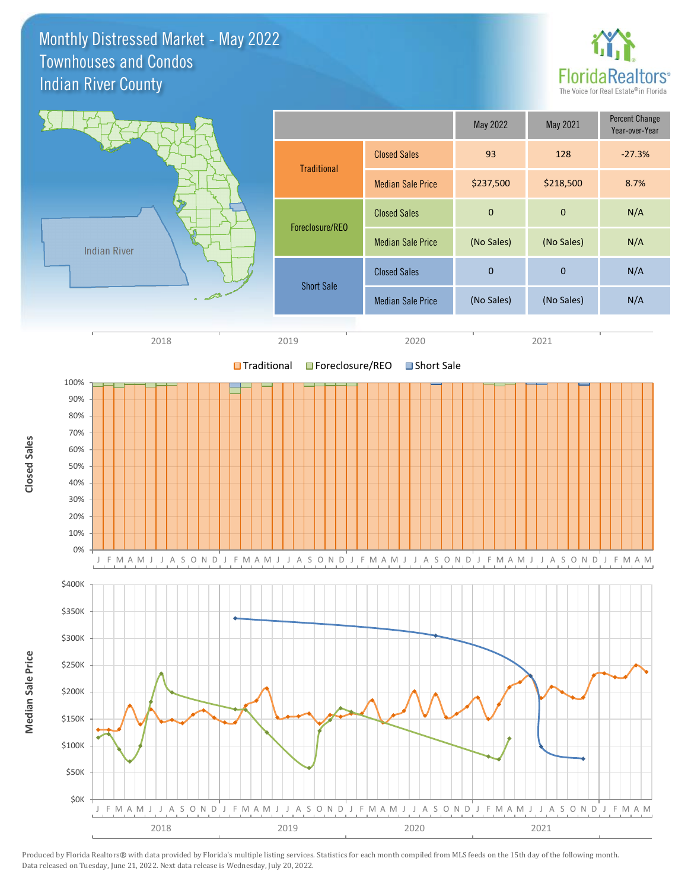# Monthly Distressed Market - May 2022
## Townhouses and Condos
## Indian River County

FloridaRealtors®
The Voice for Real Estate® in Florida

Indian River

| | | May 2022 | May 2021 | Percent Change Year-over-Year |
|---|---|---|---|---|
| Traditional | Closed Sales | 93 | 128 | -27.3% |
| | Median Sale Price | $237,500 | $218,500 | 8.7% |
| Foreclosure/REO | Closed Sales | 0 | 0 | N/A |
| | Median Sale Price | (No Sales) | (No Sales) | N/A |
| Short Sale | Closed Sales | 0 | 0 | N/A |
| | Median Sale Price | (No Sales) | (No Sales) | N/A |

2018 2019 2020 2021

Traditional Foreclosure/REO Short Sale

Closed Sales

100% 90% 80% 70% 60% 50% 40% 30% 20% 10% 0%

J F M A M J J A S O N D J F M A M J J A S O N D J F M A M J J A S O N D J F M A M J J A S O N D J F M A M

Median Sale Price

$400K $350K $300K $250K $200K $150K $100K $50K $0K

J F M A M J J A S O N D J F M A M J J A S O N D J F M A M J J A S O N D J F M A M J J A S O N D J F M A M

2018 2019 2020 2021

Produced by Florida Realtors® with data provided by Florida's multiple listing services. Statistics for each month compiled from MLS feeds on the 15th day of the following month. Data released on Tuesday, June 21, 2022. Next data release is Wednesday, July 20, 2022.